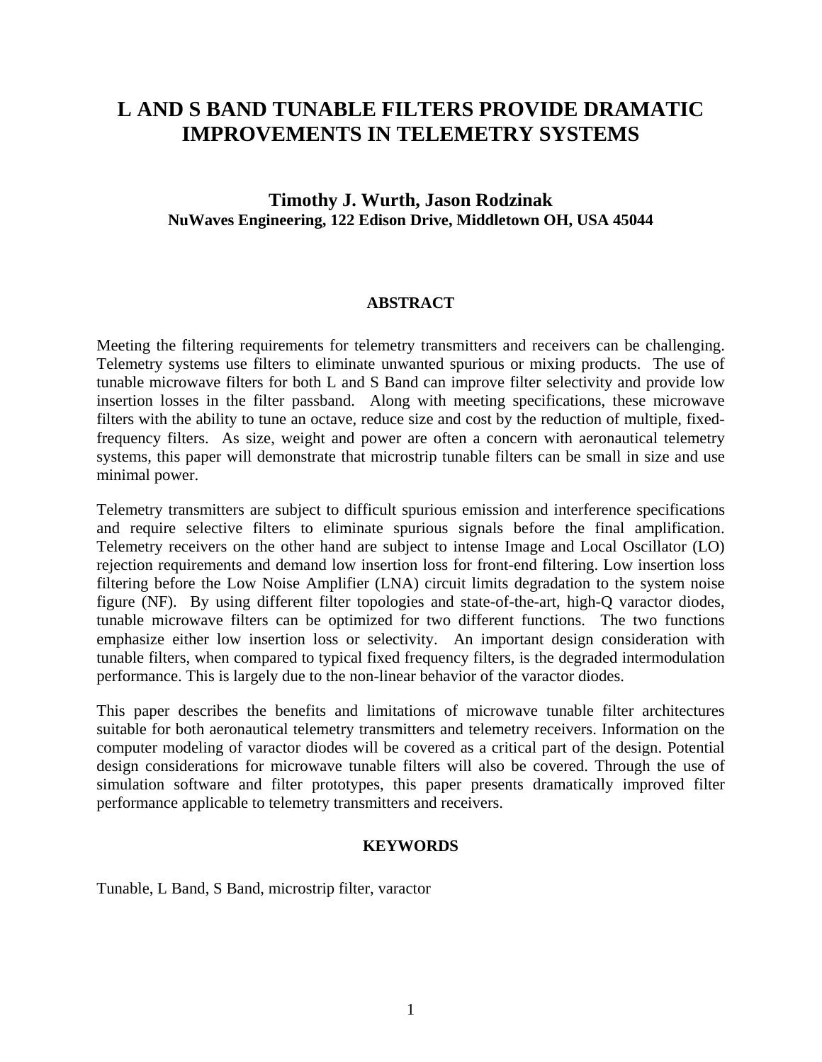# L AND S BAND TUNABLE FILTERS PROVIDE DRAMATIC IMPROVEMENTS IN TELEMETRY SYSTEMS

**Timothy J. Wurth, Jason Rodzinak**
**NuWaves Engineering, 122 Edison Drive, Middletown OH, USA 45044**

## ABSTRACT

Meeting the filtering requirements for telemetry transmitters and receivers can be challenging. Telemetry systems use filters to eliminate unwanted spurious or mixing products. The use of tunable microwave filters for both L and S Band can improve filter selectivity and provide low insertion losses in the filter passband. Along with meeting specifications, these microwave filters with the ability to tune an octave, reduce size and cost by the reduction of multiple, fixed-frequency filters. As size, weight and power are often a concern with aeronautical telemetry systems, this paper will demonstrate that microstrip tunable filters can be small in size and use minimal power.

Telemetry transmitters are subject to difficult spurious emission and interference specifications and require selective filters to eliminate spurious signals before the final amplification. Telemetry receivers on the other hand are subject to intense Image and Local Oscillator (LO) rejection requirements and demand low insertion loss for front-end filtering. Low insertion loss filtering before the Low Noise Amplifier (LNA) circuit limits degradation to the system noise figure (NF). By using different filter topologies and state-of-the-art, high-Q varactor diodes, tunable microwave filters can be optimized for two different functions. The two functions emphasize either low insertion loss or selectivity. An important design consideration with tunable filters, when compared to typical fixed frequency filters, is the degraded intermodulation performance. This is largely due to the non-linear behavior of the varactor diodes.

This paper describes the benefits and limitations of microwave tunable filter architectures suitable for both aeronautical telemetry transmitters and telemetry receivers. Information on the computer modeling of varactor diodes will be covered as a critical part of the design. Potential design considerations for microwave tunable filters will also be covered. Through the use of simulation software and filter prototypes, this paper presents dramatically improved filter performance applicable to telemetry transmitters and receivers.

## KEYWORDS

Tunable, L Band, S Band, microstrip filter, varactor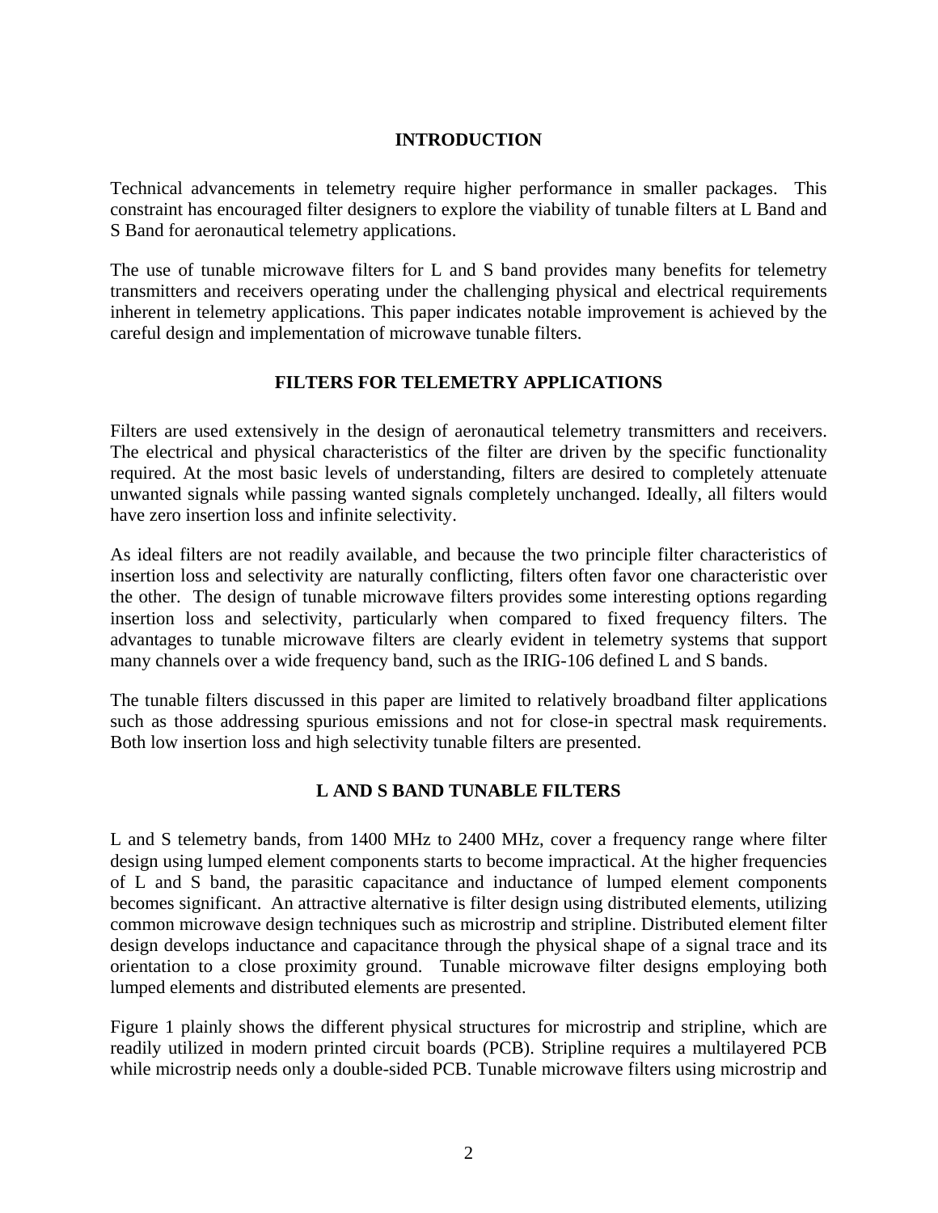## INTRODUCTION

Technical advancements in telemetry require higher performance in smaller packages. This constraint has encouraged filter designers to explore the viability of tunable filters at L Band and S Band for aeronautical telemetry applications.

The use of tunable microwave filters for L and S band provides many benefits for telemetry transmitters and receivers operating under the challenging physical and electrical requirements inherent in telemetry applications. This paper indicates notable improvement is achieved by the careful design and implementation of microwave tunable filters.

## FILTERS FOR TELEMETRY APPLICATIONS

Filters are used extensively in the design of aeronautical telemetry transmitters and receivers. The electrical and physical characteristics of the filter are driven by the specific functionality required. At the most basic levels of understanding, filters are desired to completely attenuate unwanted signals while passing wanted signals completely unchanged. Ideally, all filters would have zero insertion loss and infinite selectivity.

As ideal filters are not readily available, and because the two principle filter characteristics of insertion loss and selectivity are naturally conflicting, filters often favor one characteristic over the other. The design of tunable microwave filters provides some interesting options regarding insertion loss and selectivity, particularly when compared to fixed frequency filters. The advantages to tunable microwave filters are clearly evident in telemetry systems that support many channels over a wide frequency band, such as the IRIG-106 defined L and S bands.

The tunable filters discussed in this paper are limited to relatively broadband filter applications such as those addressing spurious emissions and not for close-in spectral mask requirements. Both low insertion loss and high selectivity tunable filters are presented.

## L AND S BAND TUNABLE FILTERS

L and S telemetry bands, from 1400 MHz to 2400 MHz, cover a frequency range where filter design using lumped element components starts to become impractical. At the higher frequencies of L and S band, the parasitic capacitance and inductance of lumped element components becomes significant. An attractive alternative is filter design using distributed elements, utilizing common microwave design techniques such as microstrip and stripline. Distributed element filter design develops inductance and capacitance through the physical shape of a signal trace and its orientation to a close proximity ground. Tunable microwave filter designs employing both lumped elements and distributed elements are presented.

Figure 1 plainly shows the different physical structures for microstrip and stripline, which are readily utilized in modern printed circuit boards (PCB). Stripline requires a multilayered PCB while microstrip needs only a double-sided PCB. Tunable microwave filters using microstrip and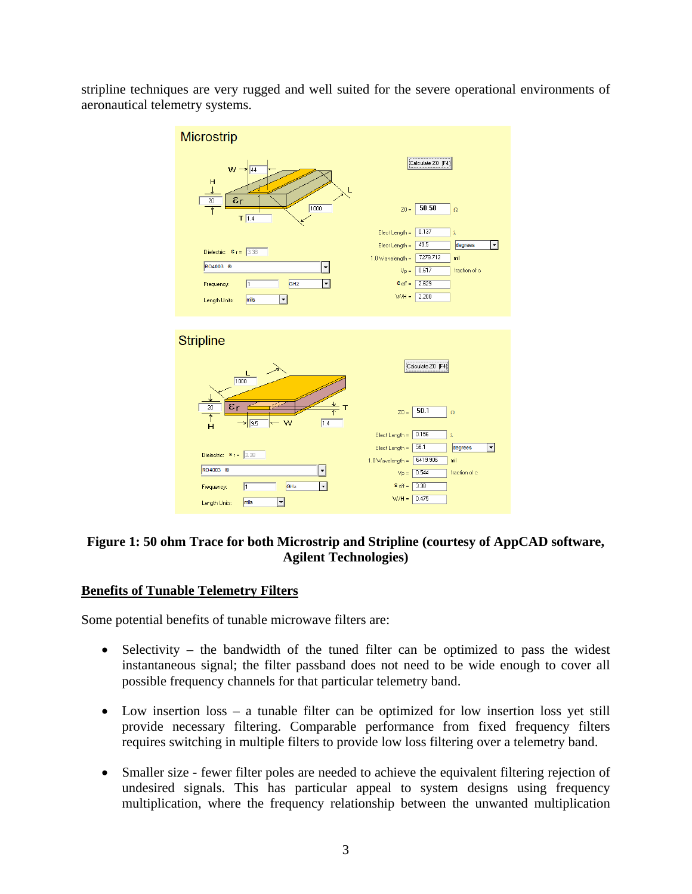stripline techniques are very rugged and well suited for the severe operational environments of aeronautical telemetry systems.

**Figure 1: 50 ohm Trace for both Microstrip and Stripline (courtesy of AppCAD software, Agilent Technologies)**

## Benefits of Tunable Telemetry Filters

Some potential benefits of tunable microwave filters are:

- Selectivity – the bandwidth of the tuned filter can be optimized to pass the widest instantaneous signal; the filter passband does not need to be wide enough to cover all possible frequency channels for that particular telemetry band.
- Low insertion loss – a tunable filter can be optimized for low insertion loss yet still provide necessary filtering. Comparable performance from fixed frequency filters requires switching in multiple filters to provide low loss filtering over a telemetry band.
- Smaller size - fewer filter poles are needed to achieve the equivalent filtering rejection of undesired signals. This has particular appeal to system designs using frequency multiplication, where the frequency relationship between the unwanted multiplication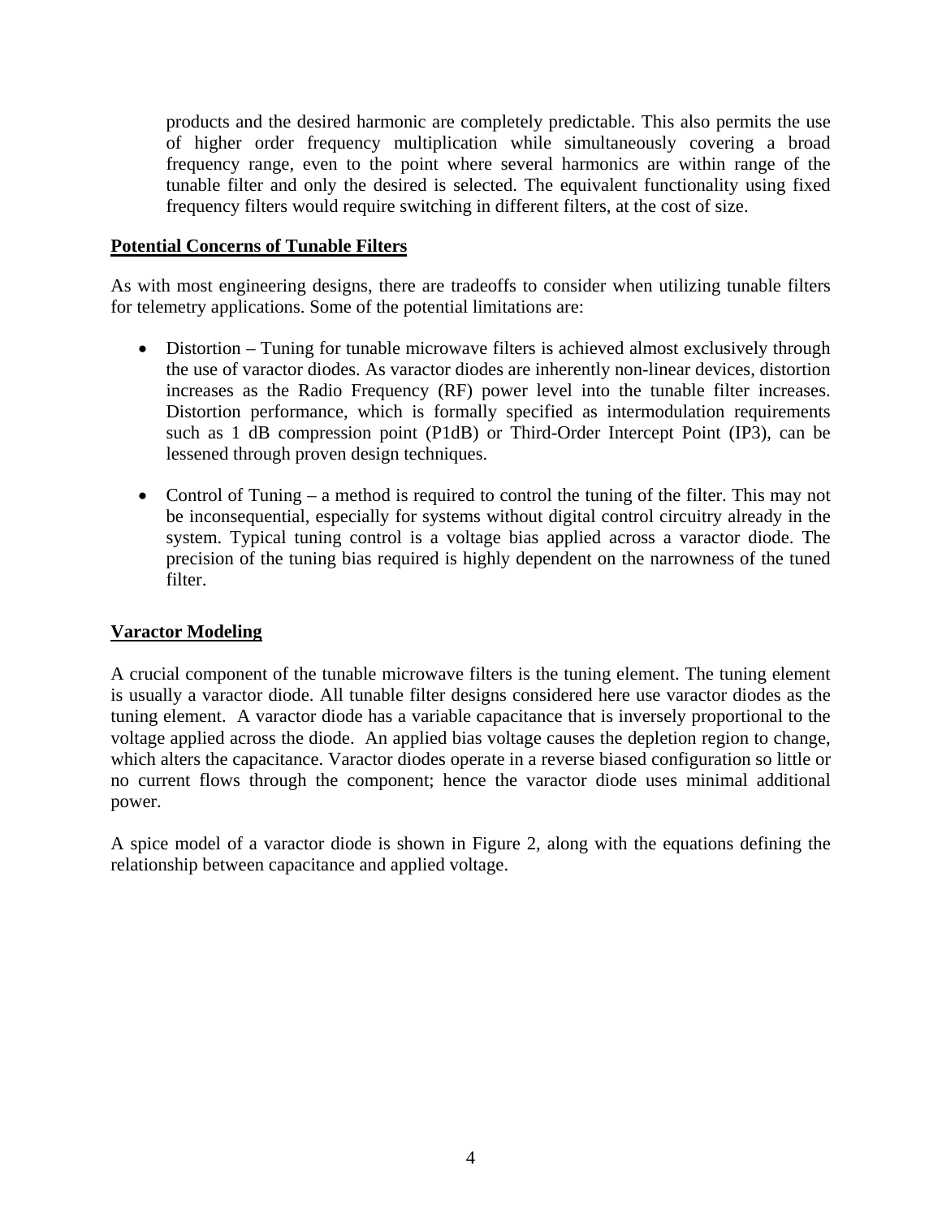products and the desired harmonic are completely predictable. This also permits the use of higher order frequency multiplication while simultaneously covering a broad frequency range, even to the point where several harmonics are within range of the tunable filter and only the desired is selected. The equivalent functionality using fixed frequency filters would require switching in different filters, at the cost of size.

**Potential Concerns of Tunable Filters**

As with most engineering designs, there are tradeoffs to consider when utilizing tunable filters for telemetry applications. Some of the potential limitations are:

- Distortion – Tuning for tunable microwave filters is achieved almost exclusively through the use of varactor diodes. As varactor diodes are inherently non-linear devices, distortion increases as the Radio Frequency (RF) power level into the tunable filter increases. Distortion performance, which is formally specified as intermodulation requirements such as 1 dB compression point (P1dB) or Third-Order Intercept Point (IP3), can be lessened through proven design techniques.

- Control of Tuning – a method is required to control the tuning of the filter. This may not be inconsequential, especially for systems without digital control circuitry already in the system. Typical tuning control is a voltage bias applied across a varactor diode. The precision of the tuning bias required is highly dependent on the narrowness of the tuned filter.

**Varactor Modeling**

A crucial component of the tunable microwave filters is the tuning element. The tuning element is usually a varactor diode. All tunable filter designs considered here use varactor diodes as the tuning element. A varactor diode has a variable capacitance that is inversely proportional to the voltage applied across the diode. An applied bias voltage causes the depletion region to change, which alters the capacitance. Varactor diodes operate in a reverse biased configuration so little or no current flows through the component; hence the varactor diode uses minimal additional power.

A spice model of a varactor diode is shown in Figure 2, along with the equations defining the relationship between capacitance and applied voltage.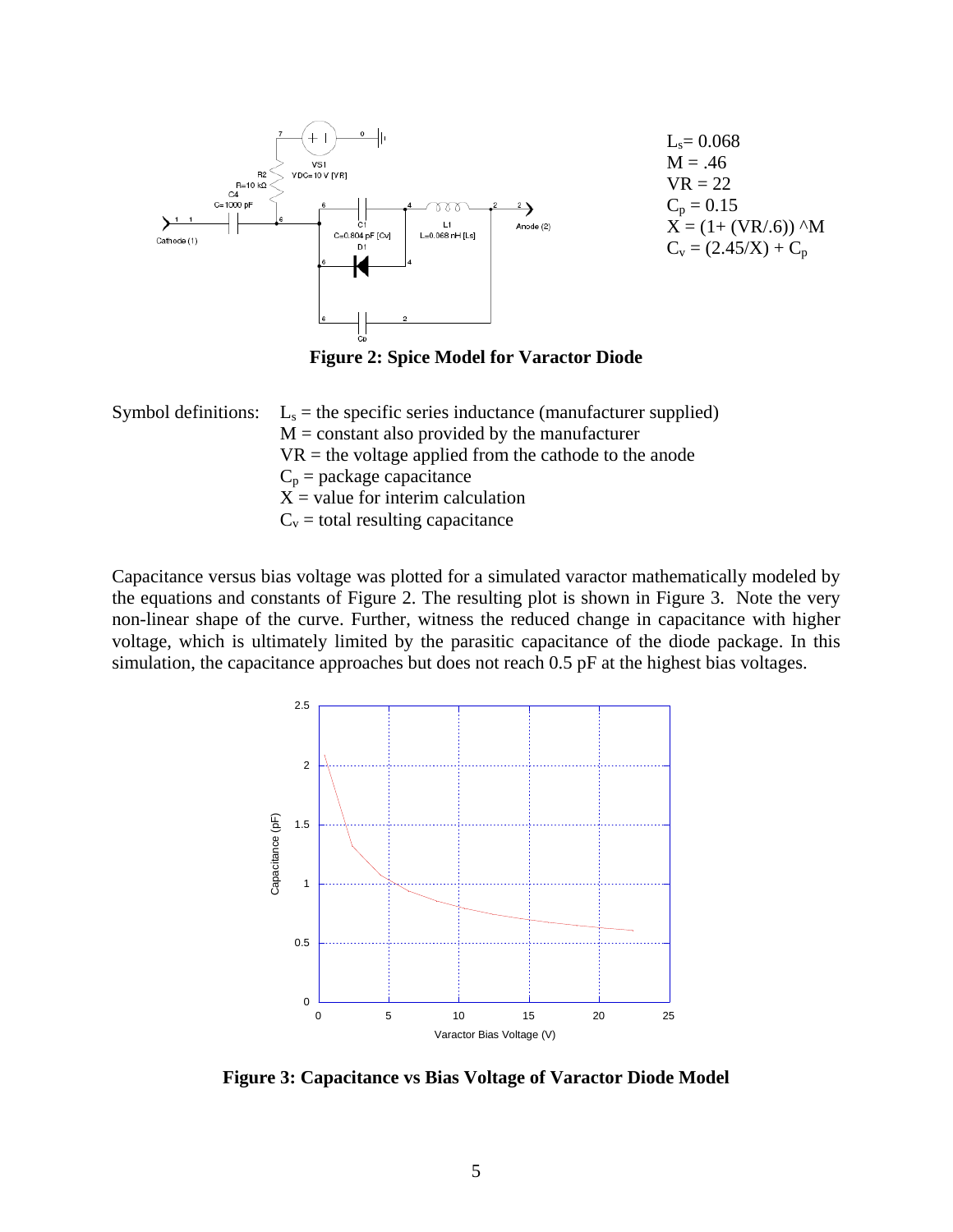$L_s = 0.068$
$M = .46$
$VR = 22$
$C_p = 0.15$
$X = (1 + (VR/.6))$ ^M
$C_v = (2.45/X) + C_p$

**Figure 2: Spice Model for Varactor Diode**

Symbol definitions:
- $L_s$ = the specific series inductance (manufacturer supplied)
- M = constant also provided by the manufacturer
- VR = the voltage applied from the cathode to the anode
- $C_p$ = package capacitance
- X = value for interim calculation
- $C_v$ = total resulting capacitance

Capacitance versus bias voltage was plotted for a simulated varactor mathematically modeled by the equations and constants of Figure 2. The resulting plot is shown in Figure 3. Note the very non-linear shape of the curve. Further, witness the reduced change in capacitance with higher voltage, which is ultimately limited by the parasitic capacitance of the diode package. In this simulation, the capacitance approaches but does not reach 0.5 pF at the highest bias voltages.

**Figure 3: Capacitance vs Bias Voltage of Varactor Diode Model**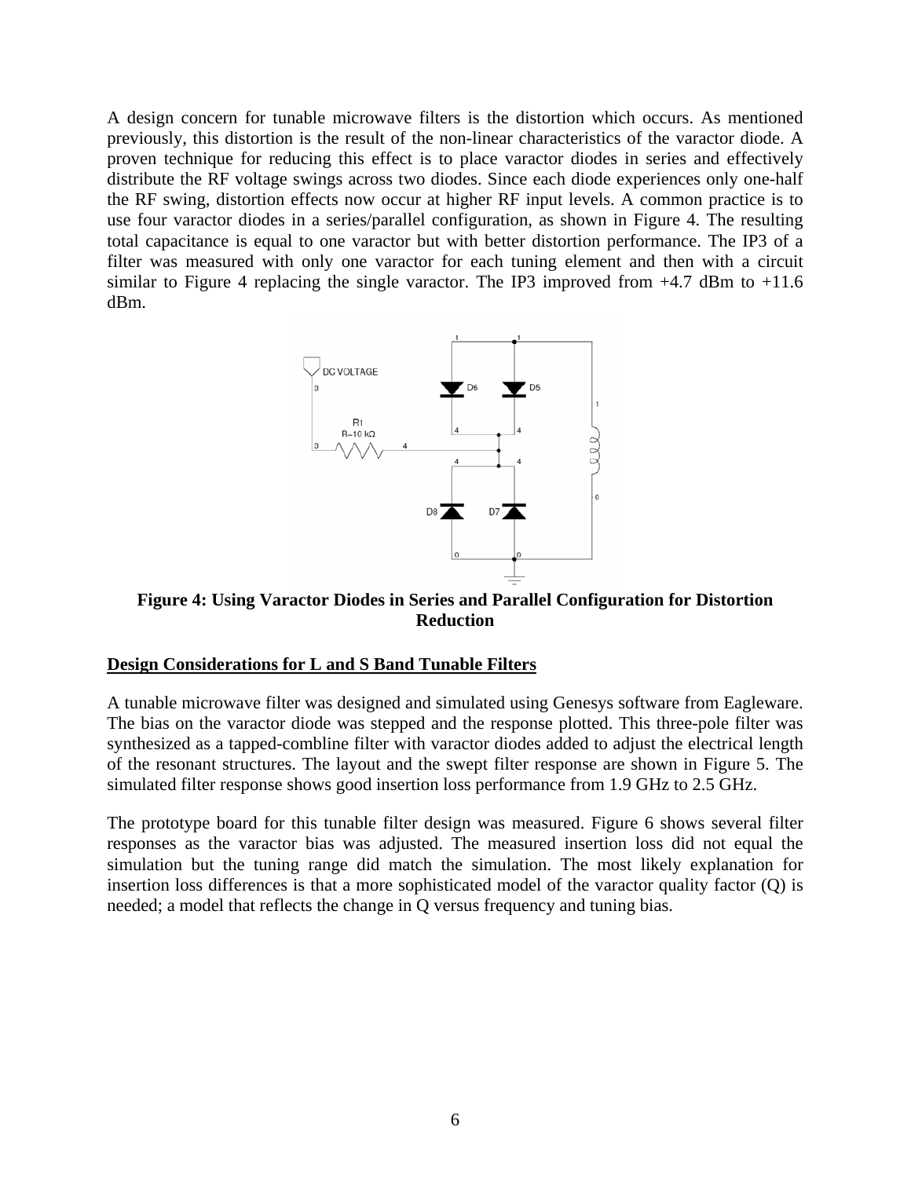A design concern for tunable microwave filters is the distortion which occurs. As mentioned previously, this distortion is the result of the non-linear characteristics of the varactor diode. A proven technique for reducing this effect is to place varactor diodes in series and effectively distribute the RF voltage swings across two diodes. Since each diode experiences only one-half the RF swing, distortion effects now occur at higher RF input levels. A common practice is to use four varactor diodes in a series/parallel configuration, as shown in Figure 4. The resulting total capacitance is equal to one varactor but with better distortion performance. The IP3 of a filter was measured with only one varactor for each tuning element and then with a circuit similar to Figure 4 replacing the single varactor. The IP3 improved from +4.7 dBm to +11.6 dBm.

**Figure 4: Using Varactor Diodes in Series and Parallel Configuration for Distortion Reduction**

## Design Considerations for L and S Band Tunable Filters

A tunable microwave filter was designed and simulated using Genesys software from Eagleware. The bias on the varactor diode was stepped and the response plotted. This three-pole filter was synthesized as a tapped-combline filter with varactor diodes added to adjust the electrical length of the resonant structures. The layout and the swept filter response are shown in Figure 5. The simulated filter response shows good insertion loss performance from 1.9 GHz to 2.5 GHz.

The prototype board for this tunable filter design was measured. Figure 6 shows several filter responses as the varactor bias was adjusted. The measured insertion loss did not equal the simulation but the tuning range did match the simulation. The most likely explanation for insertion loss differences is that a more sophisticated model of the varactor quality factor (Q) is needed; a model that reflects the change in Q versus frequency and tuning bias.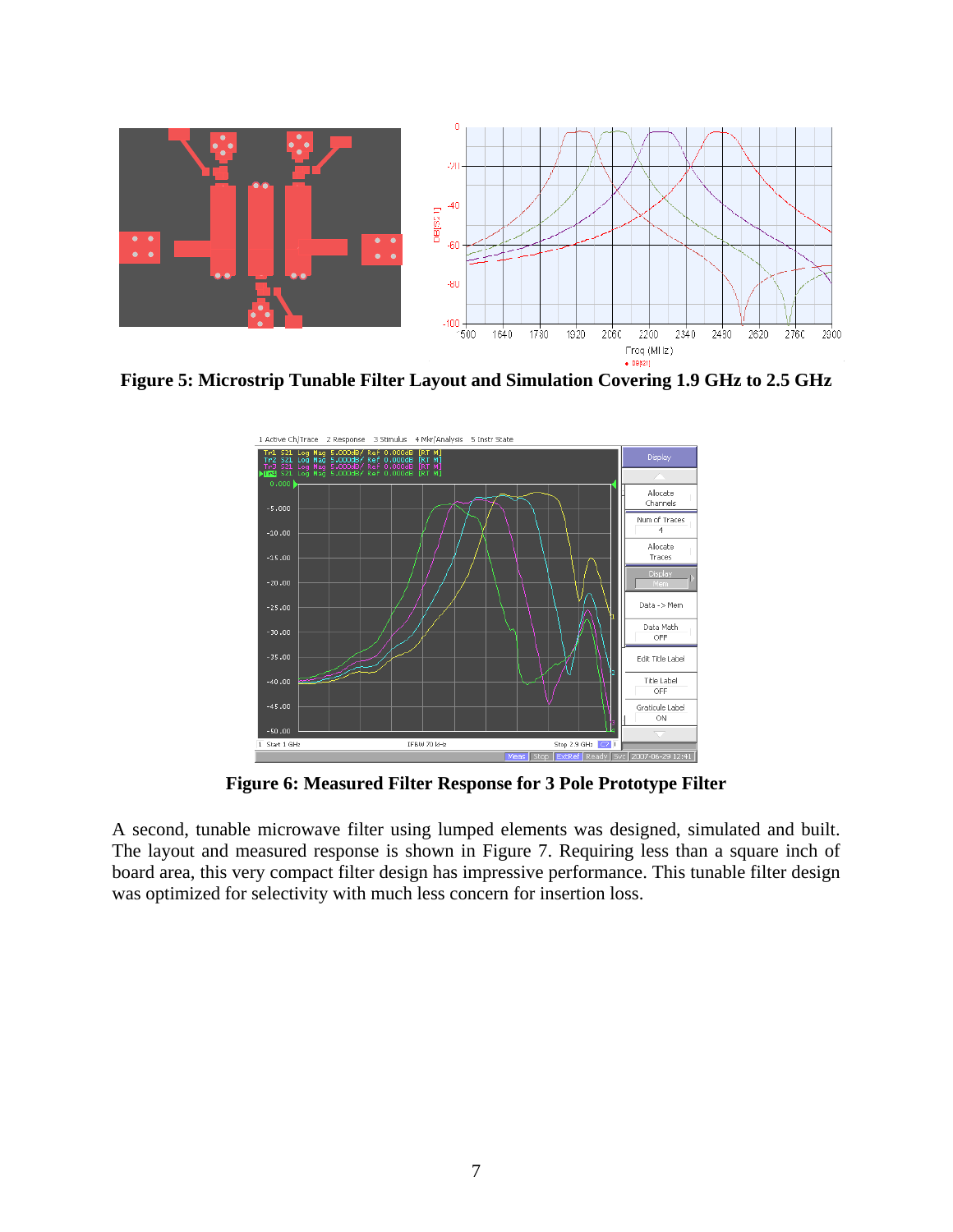**Figure 5: Microstrip Tunable Filter Layout and Simulation Covering 1.9 GHz to 2.5 GHz**

**Figure 6: Measured Filter Response for 3 Pole Prototype Filter**

A second, tunable microwave filter using lumped elements was designed, simulated and built. The layout and measured response is shown in Figure 7. Requiring less than a square inch of board area, this very compact filter design has impressive performance. This tunable filter design was optimized for selectivity with much less concern for insertion loss.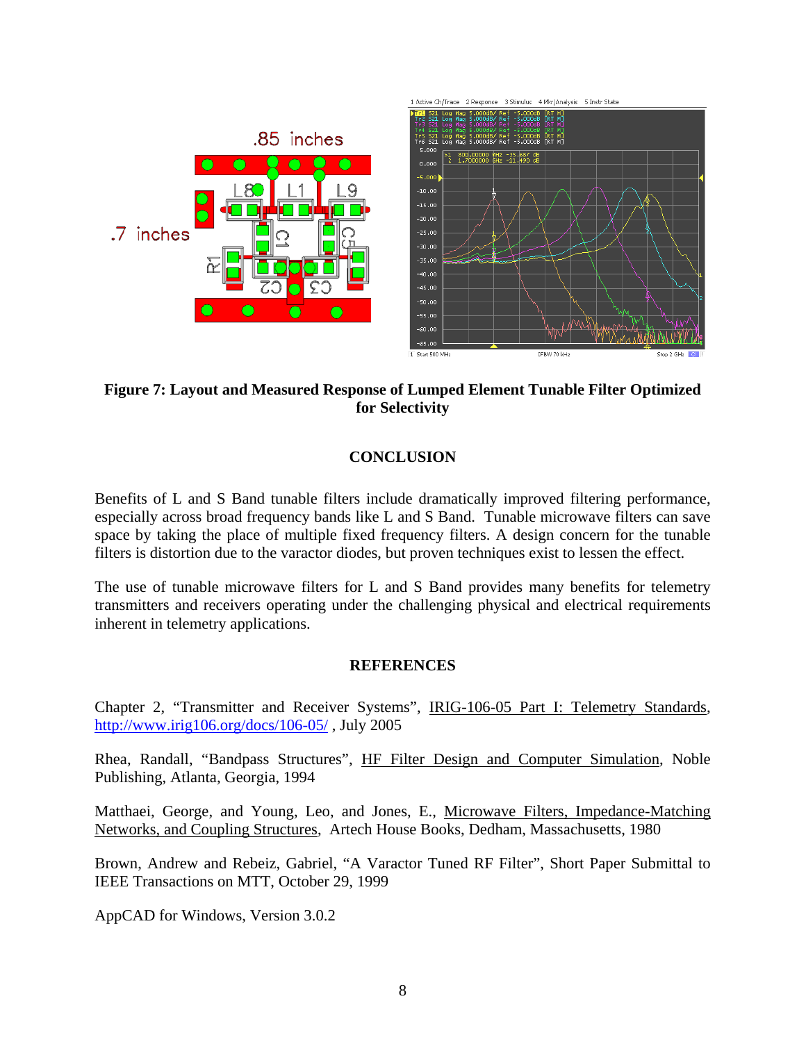.85 inches

.7 inches

L8 L1 L9 C1 C3 R1 C2 C3

1 Active Ch/Trace 2 Response 3 Stimulus 4 Mkr/Analysis 5 Instr State

>1 800.00000 MHz -35.687 dB
2 1.7000000 GHz -11.490 dB

1 Start 500 MHz IFBW 70 kHz Stop 2 GHz

**Figure 7: Layout and Measured Response of Lumped Element Tunable Filter Optimized for Selectivity**

## CONCLUSION

Benefits of L and S Band tunable filters include dramatically improved filtering performance, especially across broad frequency bands like L and S Band. Tunable microwave filters can save space by taking the place of multiple fixed frequency filters. A design concern for the tunable filters is distortion due to the varactor diodes, but proven techniques exist to lessen the effect.

The use of tunable microwave filters for L and S Band provides many benefits for telemetry transmitters and receivers operating under the challenging physical and electrical requirements inherent in telemetry applications.

## REFERENCES

Chapter 2, "Transmitter and Receiver Systems", IRIG-106-05 Part I: Telemetry Standards, http://www.irig106.org/docs/106-05/ , July 2005

Rhea, Randall, "Bandpass Structures", HF Filter Design and Computer Simulation, Noble Publishing, Atlanta, Georgia, 1994

Matthaei, George, and Young, Leo, and Jones, E., Microwave Filters, Impedance-Matching Networks, and Coupling Structures, Artech House Books, Dedham, Massachusetts, 1980

Brown, Andrew and Rebeiz, Gabriel, "A Varactor Tuned RF Filter", Short Paper Submittal to IEEE Transactions on MTT, October 29, 1999

AppCAD for Windows, Version 3.0.2